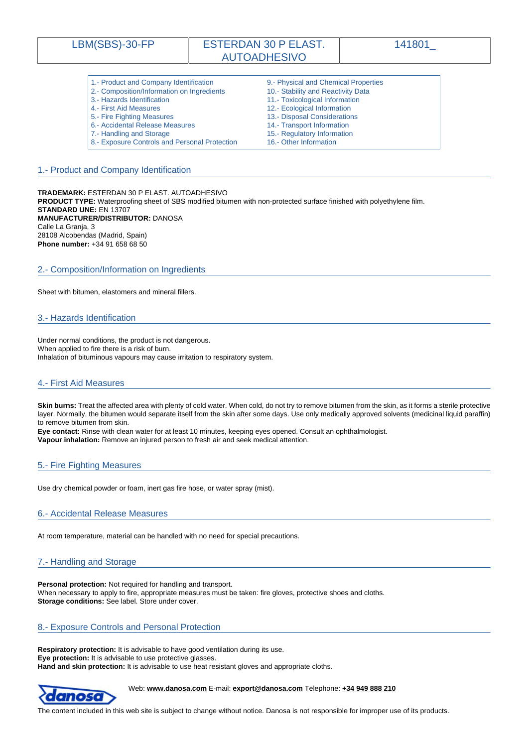| LBM(SBS)-30-FP | ESTERDAN 30 P ELAST. AUTOADHESIVO | 141801_ |
| --- | --- | --- |

| | |
| --- | --- |
| 1.- Product and Company Identification | 9.- Physical and Chemical Properties |
| 2.- Composition/Information on Ingredients | 10.- Stability and Reactivity Data |
| 3.- Hazards Identification | 11.- Toxicological Information |
| 4.- First Aid Measures | 12.- Ecological Information |
| 5.- Fire Fighting Measures | 13.- Disposal Considerations |
| 6.- Accidental Release Measures | 14.- Transport Information |
| 7.- Handling and Storage | 15.- Regulatory Information |
| 8.- Exposure Controls and Personal Protection | 16.- Other Information |

## 1.- Product and Company Identification

**TRADEMARK:** ESTERDAN 30 P ELAST. AUTOADHESIVO
**PRODUCT TYPE:** Waterproofing sheet of SBS modified bitumen with non-protected surface finished with polyethylene film.
**STANDARD UNE:** EN 13707
**MANUFACTURER/DISTRIBUTOR:** DANOSA
Calle La Granja, 3
28108 Alcobendas (Madrid, Spain)
**Phone number:** +34 91 658 68 50

## 2.- Composition/Information on Ingredients

Sheet with bitumen, elastomers and mineral fillers.

## 3.- Hazards Identification

Under normal conditions, the product is not dangerous.
When applied to fire there is a risk of burn.
Inhalation of bituminous vapours may cause irritation to respiratory system.

## 4.- First Aid Measures

**Skin burns:** Treat the affected area with plenty of cold water. When cold, do not try to remove bitumen from the skin, as it forms a sterile protective layer. Normally, the bitumen would separate itself from the skin after some days. Use only medically approved solvents (medicinal liquid paraffin) to remove bitumen from skin.
**Eye contact:** Rinse with clean water for at least 10 minutes, keeping eyes opened. Consult an ophthalmologist.
**Vapour inhalation:** Remove an injured person to fresh air and seek medical attention.

## 5.- Fire Fighting Measures

Use dry chemical powder or foam, inert gas fire hose, or water spray (mist).

## 6.- Accidental Release Measures

At room temperature, material can be handled with no need for special precautions.

## 7.- Handling and Storage

**Personal protection:** Not required for handling and transport.
When necessary to apply to fire, appropriate measures must be taken: fire gloves, protective shoes and cloths.
**Storage conditions:** See label. Store under cover.

## 8.- Exposure Controls and Personal Protection

**Respiratory protection:** It is advisable to have good ventilation during its use.
**Eye protection:** It is advisable to use protective glasses.
**Hand and skin protection:** It is advisable to use heat resistant gloves and appropriate cloths.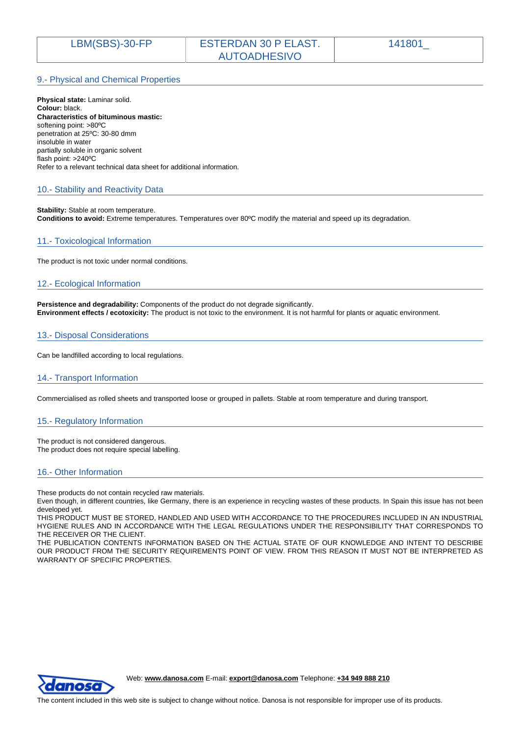## 9.- Physical and Chemical Properties

**Physical state:** Laminar solid.
**Colour:** black.
**Characteristics of bituminous mastic:**
softening point: >80ºC
penetration at 25ºC: 30-80 dmm
insoluble in water
partially soluble in organic solvent
flash point: >240ºC
Refer to a relevant technical data sheet for additional information.

## 10.- Stability and Reactivity Data

**Stability:** Stable at room temperature.
**Conditions to avoid:** Extreme temperatures. Temperatures over 80ºC modify the material and speed up its degradation.

## 11.- Toxicological Information

The product is not toxic under normal conditions.

## 12.- Ecological Information

**Persistence and degradability:** Components of the product do not degrade significantly.
**Environment effects / ecotoxicity:** The product is not toxic to the environment. It is not harmful for plants or aquatic environment.

## 13.- Disposal Considerations

Can be landfilled according to local regulations.

## 14.- Transport Information

Commercialised as rolled sheets and transported loose or grouped in pallets. Stable at room temperature and during transport.

## 15.- Regulatory Information

The product is not considered dangerous.
The product does not require special labelling.

## 16.- Other Information

These products do not contain recycled raw materials.
Even though, in different countries, like Germany, there is an experience in recycling wastes of these products. In Spain this issue has not been developed yet.
THIS PRODUCT MUST BE STORED, HANDLED AND USED WITH ACCORDANCE TO THE PROCEDURES INCLUDED IN AN INDUSTRIAL HYGIENE RULES AND IN ACCORDANCE WITH THE LEGAL REGULATIONS UNDER THE RESPONSIBILITY THAT CORRESPONDS TO THE RECEIVER OR THE CLIENT.
THE PUBLICATION CONTENTS INFORMATION BASED ON THE ACTUAL STATE OF OUR KNOWLEDGE AND INTENT TO DESCRIBE OUR PRODUCT FROM THE SECURITY REQUIREMENTS POINT OF VIEW. FROM THIS REASON IT MUST NOT BE INTERPRETED AS WARRANTY OF SPECIFIC PROPERTIES.

Web: **www.danosa.com** E-mail: **export@danosa.com** Telephone: **+34 949 888 210**

The content included in this web site is subject to change without notice. Danosa is not responsible for improper use of its products.